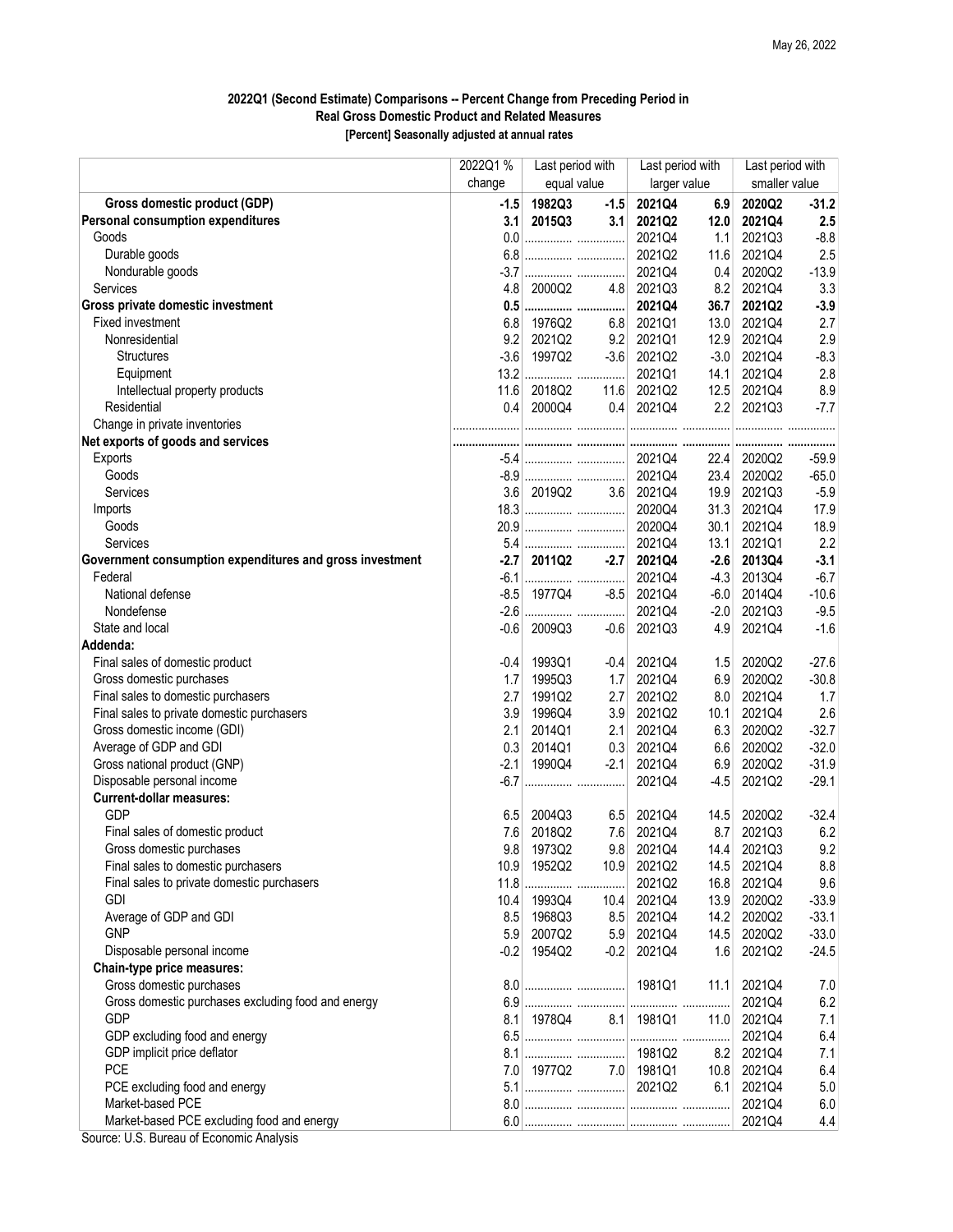May 26, 2022

**2022Q1 (Second Estimate) Comparisons -- Percent Change from Preceding Period in Real Gross Domestic Product and Related Measures**
**[Percent] Seasonally adjusted at annual rates**

| | 2022Q1 % change | Last period with equal value | | Last period with larger value | | Last period with smaller value | |
|---|---|---|---|---|---|---|---|
| **Gross domestic product (GDP)** | **-1.5** | **1982Q3** | **-1.5** | **2021Q4** | **6.9** | **2020Q2** | **-31.2** |
| **Personal consumption expenditures** | **3.1** | **2015Q3** | **3.1** | **2021Q2** | **12.0** | **2021Q4** | **2.5** |
| Goods | 0.0 | ............... | ............... | 2021Q4 | 1.1 | 2021Q3 | -8.8 |
| Durable goods | 6.8 | ............... | ............... | 2021Q2 | 11.6 | 2021Q4 | 2.5 |
| Nondurable goods | -3.7 | ............... | ............... | 2021Q4 | 0.4 | 2020Q2 | -13.9 |
| Services | 4.8 | 2000Q2 | 4.8 | 2021Q3 | 8.2 | 2021Q4 | 3.3 |
| **Gross private domestic investment** | **0.5** | ............... | ............... | **2021Q4** | **36.7** | **2021Q2** | **-3.9** |
| Fixed investment | 6.8 | 1976Q2 | 6.8 | 2021Q1 | 13.0 | 2021Q4 | 2.7 |
| Nonresidential | 9.2 | 2021Q2 | 9.2 | 2021Q1 | 12.9 | 2021Q4 | 2.9 |
| Structures | -3.6 | 1997Q2 | -3.6 | 2021Q2 | -3.0 | 2021Q4 | -8.3 |
| Equipment | 13.2 | ............... | ............... | 2021Q1 | 14.1 | 2021Q4 | 2.8 |
| Intellectual property products | 11.6 | 2018Q2 | 11.6 | 2021Q2 | 12.5 | 2021Q4 | 8.9 |
| Residential | 0.4 | 2000Q4 | 0.4 | 2021Q4 | 2.2 | 2021Q3 | -7.7 |
| Change in private inventories | .................... | ............... | ............... | ............... | ............... | ............... | ............... |
| **Net exports of goods and services** | .................... | ............... | ............... | ............... | ............... | ............... | ............... |
| Exports | -5.4 | ............... | ............... | 2021Q4 | 22.4 | 2020Q2 | -59.9 |
| Goods | -8.9 | ............... | ............... | 2021Q4 | 23.4 | 2020Q2 | -65.0 |
| Services | 3.6 | 2019Q2 | 3.6 | 2021Q4 | 19.9 | 2021Q3 | -5.9 |
| Imports | 18.3 | ............... | ............... | 2020Q4 | 31.3 | 2021Q4 | 17.9 |
| Goods | 20.9 | ............... | ............... | 2020Q4 | 30.1 | 2021Q4 | 18.9 |
| Services | 5.4 | ............... | ............... | 2021Q4 | 13.1 | 2021Q1 | 2.2 |
| **Government consumption expenditures and gross investment** | **-2.7** | **2011Q2** | **-2.7** | **2021Q4** | **-2.6** | **2013Q4** | **-3.1** |
| Federal | -6.1 | ............... | ............... | 2021Q4 | -4.3 | 2013Q4 | -6.7 |
| National defense | -8.5 | 1977Q4 | -8.5 | 2021Q4 | -6.0 | 2014Q4 | -10.6 |
| Nondefense | -2.6 | ............... | ............... | 2021Q4 | -2.0 | 2021Q3 | -9.5 |
| State and local | -0.6 | 2009Q3 | -0.6 | 2021Q3 | 4.9 | 2021Q4 | -1.6 |
| **Addenda:** | | | | | | | |
| Final sales of domestic product | -0.4 | 1993Q1 | -0.4 | 2021Q4 | 1.5 | 2020Q2 | -27.6 |
| Gross domestic purchases | 1.7 | 1995Q3 | 1.7 | 2021Q4 | 6.9 | 2020Q2 | -30.8 |
| Final sales to domestic purchasers | 2.7 | 1991Q2 | 2.7 | 2021Q2 | 8.0 | 2021Q4 | 1.7 |
| Final sales to private domestic purchasers | 3.9 | 1996Q4 | 3.9 | 2021Q2 | 10.1 | 2021Q4 | 2.6 |
| Gross domestic income (GDI) | 2.1 | 2014Q1 | 2.1 | 2021Q4 | 6.3 | 2020Q2 | -32.7 |
| Average of GDP and GDI | 0.3 | 2014Q1 | 0.3 | 2021Q4 | 6.6 | 2020Q2 | -32.0 |
| Gross national product (GNP) | -2.1 | 1990Q4 | -2.1 | 2021Q4 | 6.9 | 2020Q2 | -31.9 |
| Disposable personal income | -6.7 | ............... | ............... | 2021Q4 | -4.5 | 2021Q2 | -29.1 |
| **Current-dollar measures:** | | | | | | | |
| GDP | 6.5 | 2004Q3 | 6.5 | 2021Q4 | 14.5 | 2020Q2 | -32.4 |
| Final sales of domestic product | 7.6 | 2018Q2 | 7.6 | 2021Q4 | 8.7 | 2021Q3 | 6.2 |
| Gross domestic purchases | 9.8 | 1973Q2 | 9.8 | 2021Q4 | 14.4 | 2021Q3 | 9.2 |
| Final sales to domestic purchasers | 10.9 | 1952Q2 | 10.9 | 2021Q2 | 14.5 | 2021Q4 | 8.8 |
| Final sales to private domestic purchasers | 11.8 | ............... | ............... | 2021Q2 | 16.8 | 2021Q4 | 9.6 |
| GDI | 10.4 | 1993Q4 | 10.4 | 2021Q4 | 13.9 | 2020Q2 | -33.9 |
| Average of GDP and GDI | 8.5 | 1968Q3 | 8.5 | 2021Q4 | 14.2 | 2020Q2 | -33.1 |
| GNP | 5.9 | 2007Q2 | 5.9 | 2021Q4 | 14.5 | 2020Q2 | -33.0 |
| Disposable personal income | -0.2 | 1954Q2 | -0.2 | 2021Q4 | 1.6 | 2021Q2 | -24.5 |
| **Chain-type price measures:** | | | | | | | |
| Gross domestic purchases | 8.0 | ............... | ............... | 1981Q1 | 11.1 | 2021Q4 | 7.0 |
| Gross domestic purchases excluding food and energy | 6.9 | ............... | ............... | ............... | ............... | 2021Q4 | 6.2 |
| GDP | 8.1 | 1978Q4 | 8.1 | 1981Q1 | 11.0 | 2021Q4 | 7.1 |
| GDP excluding food and energy | 6.5 | ............... | ............... | ............... | ............... | 2021Q4 | 6.4 |
| GDP implicit price deflator | 8.1 | ............... | ............... | 1981Q2 | 8.2 | 2021Q4 | 7.1 |
| PCE | 7.0 | 1977Q2 | 7.0 | 1981Q1 | 10.8 | 2021Q4 | 6.4 |
| PCE excluding food and energy | 5.1 | ............... | ............... | 2021Q2 | 6.1 | 2021Q4 | 5.0 |
| Market-based PCE | 8.0 | ............... | ............... | ............... | ............... | 2021Q4 | 6.0 |
| Market-based PCE excluding food and energy | 6.0 | ............... | ............... | ............... | ............... | 2021Q4 | 4.4 |

Source: U.S. Bureau of Economic Analysis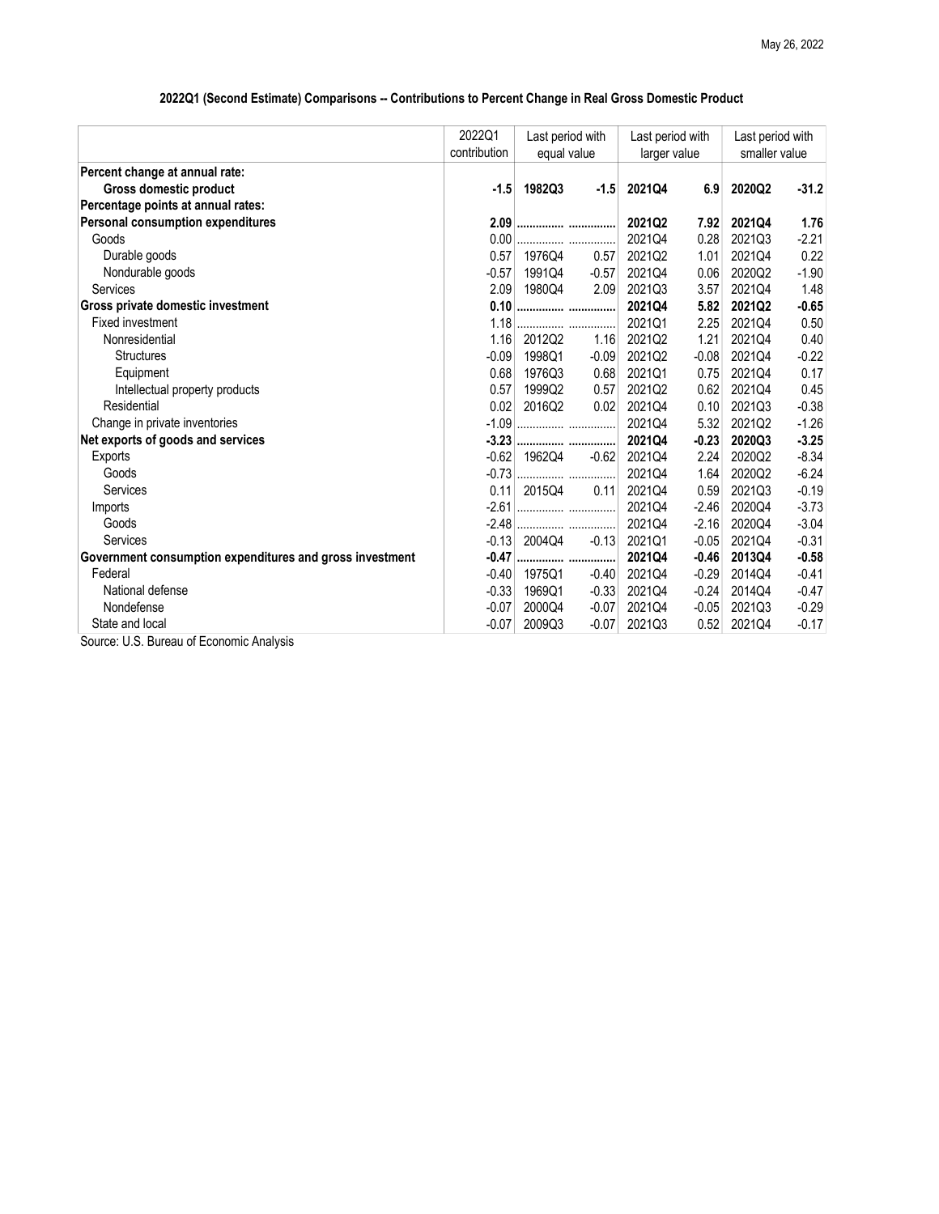### 2022Q1 (Second Estimate) Comparisons -- Contributions to Percent Change in Real Gross Domestic Product

| | 2022Q1 contribution | Last period with equal value | | Last period with larger value | | Last period with smaller value | |
|---|---|---|---|---|---|---|---|
| **Percent change at annual rate:** | | | | | | | |
| **Gross domestic product** | **-1.5** | **1982Q3** | **-1.5** | **2021Q4** | **6.9** | **2020Q2** | **-31.2** |
| **Percentage points at annual rates:** | | | | | | | |
| **Personal consumption expenditures** | **2.09** | **...............** | **...............** | **2021Q2** | **7.92** | **2021Q4** | **1.76** |
| Goods | 0.00 | ............... | ............... | 2021Q4 | 0.28 | 2021Q3 | -2.21 |
| Durable goods | 0.57 | 1976Q4 | 0.57 | 2021Q2 | 1.01 | 2021Q4 | 0.22 |
| Nondurable goods | -0.57 | 1991Q4 | -0.57 | 2021Q4 | 0.06 | 2020Q2 | -1.90 |
| Services | 2.09 | 1980Q4 | 2.09 | 2021Q3 | 3.57 | 2021Q4 | 1.48 |
| **Gross private domestic investment** | **0.10** | **...............** | **...............** | **2021Q4** | **5.82** | **2021Q2** | **-0.65** |
| Fixed investment | 1.18 | ............... | ............... | 2021Q1 | 2.25 | 2021Q4 | 0.50 |
| Nonresidential | 1.16 | 2012Q2 | 1.16 | 2021Q2 | 1.21 | 2021Q4 | 0.40 |
| Structures | -0.09 | 1998Q1 | -0.09 | 2021Q2 | -0.08 | 2021Q4 | -0.22 |
| Equipment | 0.68 | 1976Q3 | 0.68 | 2021Q1 | 0.75 | 2021Q4 | 0.17 |
| Intellectual property products | 0.57 | 1999Q2 | 0.57 | 2021Q2 | 0.62 | 2021Q4 | 0.45 |
| Residential | 0.02 | 2016Q2 | 0.02 | 2021Q4 | 0.10 | 2021Q3 | -0.38 |
| Change in private inventories | -1.09 | ............... | ............... | 2021Q4 | 5.32 | 2021Q2 | -1.26 |
| **Net exports of goods and services** | **-3.23** | **...............** | **...............** | **2021Q4** | **-0.23** | **2020Q3** | **-3.25** |
| Exports | -0.62 | 1962Q4 | -0.62 | 2021Q4 | 2.24 | 2020Q2 | -8.34 |
| Goods | -0.73 | ............... | ............... | 2021Q4 | 1.64 | 2020Q2 | -6.24 |
| Services | 0.11 | 2015Q4 | 0.11 | 2021Q4 | 0.59 | 2021Q3 | -0.19 |
| Imports | -2.61 | ............... | ............... | 2021Q4 | -2.46 | 2020Q4 | -3.73 |
| Goods | -2.48 | ............... | ............... | 2021Q4 | -2.16 | 2020Q4 | -3.04 |
| Services | -0.13 | 2004Q4 | -0.13 | 2021Q1 | -0.05 | 2021Q4 | -0.31 |
| **Government consumption expenditures and gross investment** | **-0.47** | **...............** | **...............** | **2021Q4** | **-0.46** | **2013Q4** | **-0.58** |
| Federal | -0.40 | 1975Q1 | -0.40 | 2021Q4 | -0.29 | 2014Q4 | -0.41 |
| National defense | -0.33 | 1969Q1 | -0.33 | 2021Q4 | -0.24 | 2014Q4 | -0.47 |
| Nondefense | -0.07 | 2000Q4 | -0.07 | 2021Q4 | -0.05 | 2021Q3 | -0.29 |
| State and local | -0.07 | 2009Q3 | -0.07 | 2021Q3 | 0.52 | 2021Q4 | -0.17 |

Source: U.S. Bureau of Economic Analysis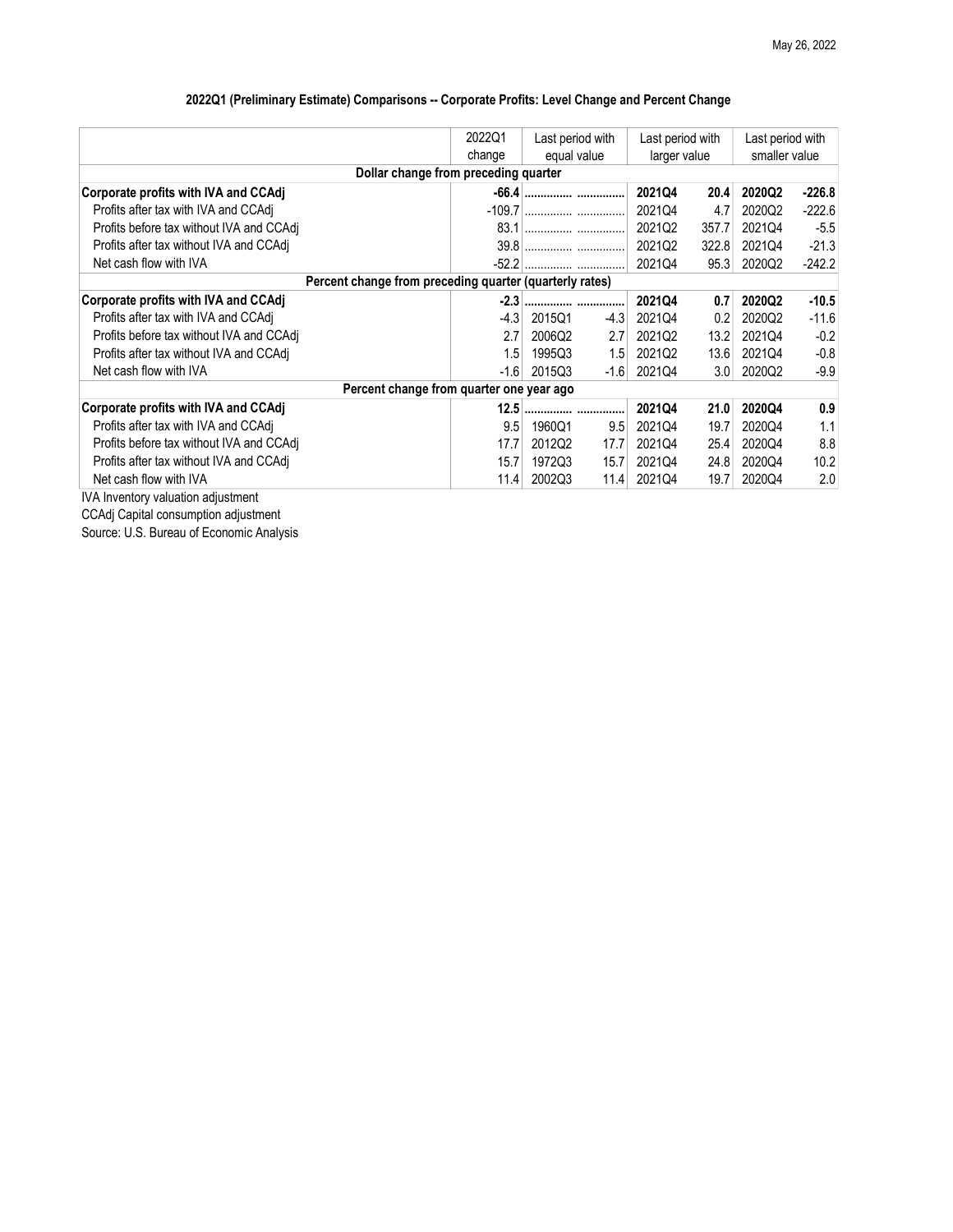## 2022Q1 (Preliminary Estimate) Comparisons -- Corporate Profits: Level Change and Percent Change

| | 2022Q1 change | Last period with equal value | | Last period with larger value | | Last period with smaller value | |
|---|---|---|---|---|---|---|---|
| **Dollar change from preceding quarter** | | | | | | | |
| **Corporate profits with IVA and CCAdj** | **-66.4** | ............... | ............... | **2021Q4** | **20.4** | **2020Q2** | **-226.8** |
| Profits after tax with IVA and CCAdj | -109.7 | ............... | ............... | 2021Q4 | 4.7 | 2020Q2 | -222.6 |
| Profits before tax without IVA and CCAdj | 83.1 | ............... | ............... | 2021Q2 | 357.7 | 2021Q4 | -5.5 |
| Profits after tax without IVA and CCAdj | 39.8 | ............... | ............... | 2021Q2 | 322.8 | 2021Q4 | -21.3 |
| Net cash flow with IVA | -52.2 | ............... | ............... | 2021Q4 | 95.3 | 2020Q2 | -242.2 |
| **Percent change from preceding quarter (quarterly rates)** | | | | | | | |
| **Corporate profits with IVA and CCAdj** | **-2.3** | ............... | ............... | **2021Q4** | **0.7** | **2020Q2** | **-10.5** |
| Profits after tax with IVA and CCAdj | -4.3 | 2015Q1 | -4.3 | 2021Q4 | 0.2 | 2020Q2 | -11.6 |
| Profits before tax without IVA and CCAdj | 2.7 | 2006Q2 | 2.7 | 2021Q2 | 13.2 | 2021Q4 | -0.2 |
| Profits after tax without IVA and CCAdj | 1.5 | 1995Q3 | 1.5 | 2021Q2 | 13.6 | 2021Q4 | -0.8 |
| Net cash flow with IVA | -1.6 | 2015Q3 | -1.6 | 2021Q4 | 3.0 | 2020Q2 | -9.9 |
| **Percent change from quarter one year ago** | | | | | | | |
| **Corporate profits with IVA and CCAdj** | **12.5** | ............... | ............... | **2021Q4** | **21.0** | **2020Q4** | **0.9** |
| Profits after tax with IVA and CCAdj | 9.5 | 1960Q1 | 9.5 | 2021Q4 | 19.7 | 2020Q4 | 1.1 |
| Profits before tax without IVA and CCAdj | 17.7 | 2012Q2 | 17.7 | 2021Q4 | 25.4 | 2020Q4 | 8.8 |
| Profits after tax without IVA and CCAdj | 15.7 | 1972Q3 | 15.7 | 2021Q4 | 24.8 | 2020Q4 | 10.2 |
| Net cash flow with IVA | 11.4 | 2002Q3 | 11.4 | 2021Q4 | 19.7 | 2020Q4 | 2.0 |

IVA Inventory valuation adjustment

CCAdj Capital consumption adjustment

Source: U.S. Bureau of Economic Analysis